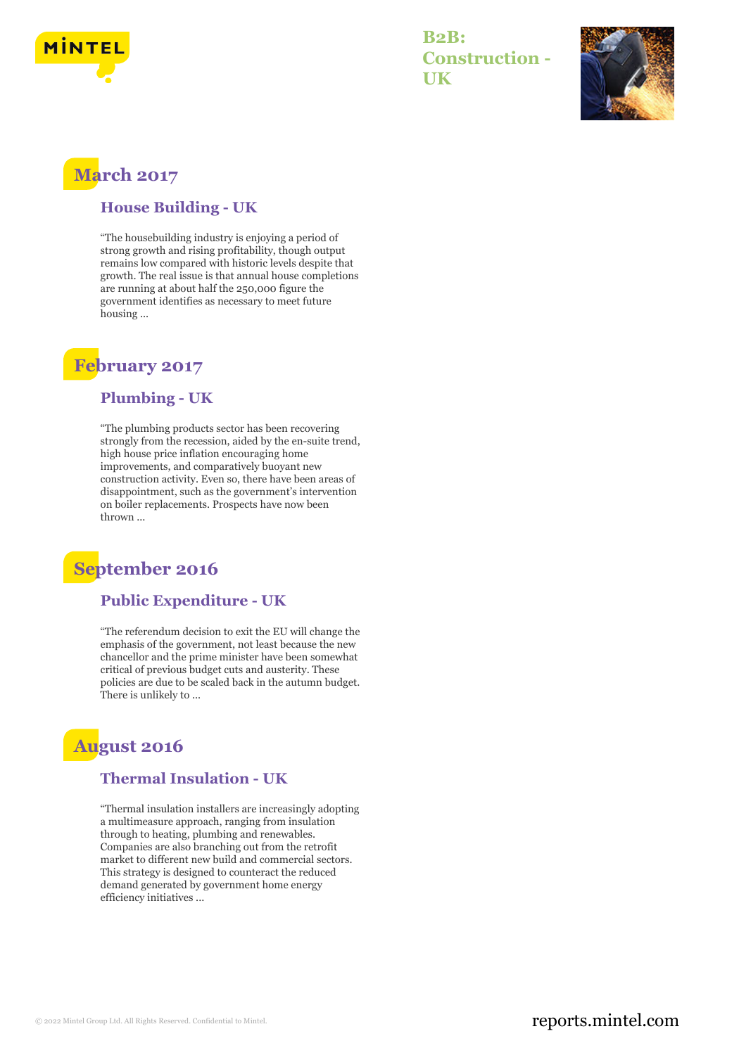# B2B: Construction - UK

## March 2017

### House Building - UK

"The housebuilding industry is enjoying a period of strong growth and rising profitability, though output remains low compared with historic levels despite that growth. The real issue is that annual house completions are running at about half the 250,000 figure the government identifies as necessary to meet future housing ...

## February 2017

### Plumbing - UK

"The plumbing products sector has been recovering strongly from the recession, aided by the en-suite trend, high house price inflation encouraging home improvements, and comparatively buoyant new construction activity. Even so, there have been areas of disappointment, such as the government's intervention on boiler replacements. Prospects have now been thrown ...

## September 2016

### Public Expenditure - UK

"The referendum decision to exit the EU will change the emphasis of the government, not least because the new chancellor and the prime minister have been somewhat critical of previous budget cuts and austerity. These policies are due to be scaled back in the autumn budget. There is unlikely to ...

## August 2016

### Thermal Insulation - UK

"Thermal insulation installers are increasingly adopting a multimeasure approach, ranging from insulation through to heating, plumbing and renewables. Companies are also branching out from the retrofit market to different new build and commercial sectors. This strategy is designed to counteract the reduced demand generated by government home energy efficiency initiatives ...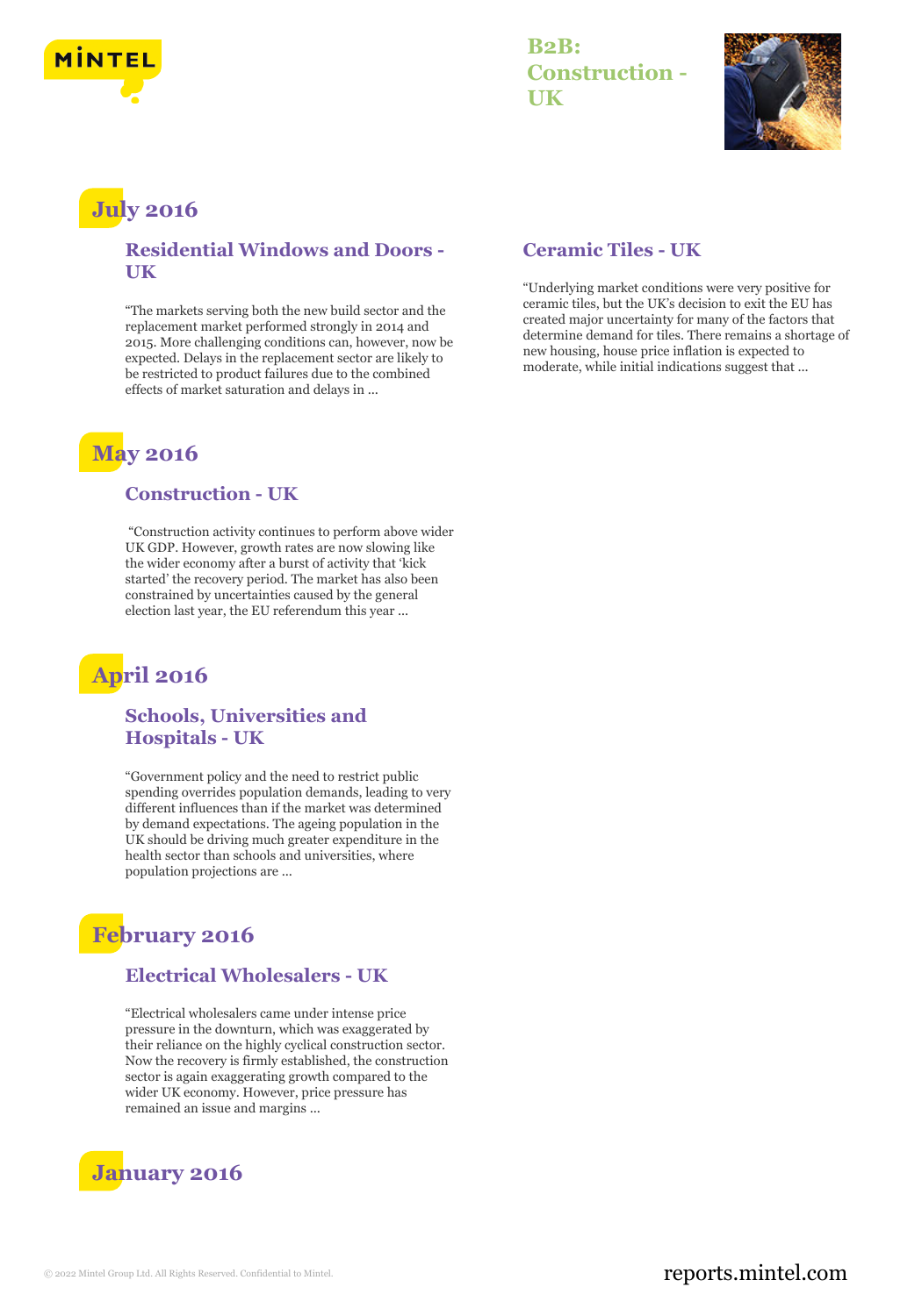# B2B: Construction - UK

## July 2016

### Residential Windows and Doors - UK

"The markets serving both the new build sector and the replacement market performed strongly in 2014 and 2015. More challenging conditions can, however, now be expected. Delays in the replacement sector are likely to be restricted to product failures due to the combined effects of market saturation and delays in ...

### Ceramic Tiles - UK

"Underlying market conditions were very positive for ceramic tiles, but the UK's decision to exit the EU has created major uncertainty for many of the factors that determine demand for tiles. There remains a shortage of new housing, house price inflation is expected to moderate, while initial indications suggest that ...

## May 2016

### Construction - UK

"Construction activity continues to perform above wider UK GDP. However, growth rates are now slowing like the wider economy after a burst of activity that 'kick started' the recovery period. The market has also been constrained by uncertainties caused by the general election last year, the EU referendum this year ...

## April 2016

### Schools, Universities and Hospitals - UK

"Government policy and the need to restrict public spending overrides population demands, leading to very different influences than if the market was determined by demand expectations. The ageing population in the UK should be driving much greater expenditure in the health sector than schools and universities, where population projections are ...

## February 2016

### Electrical Wholesalers - UK

"Electrical wholesalers came under intense price pressure in the downturn, which was exaggerated by their reliance on the highly cyclical construction sector. Now the recovery is firmly established, the construction sector is again exaggerating growth compared to the wider UK economy. However, price pressure has remained an issue and margins ...

## January 2016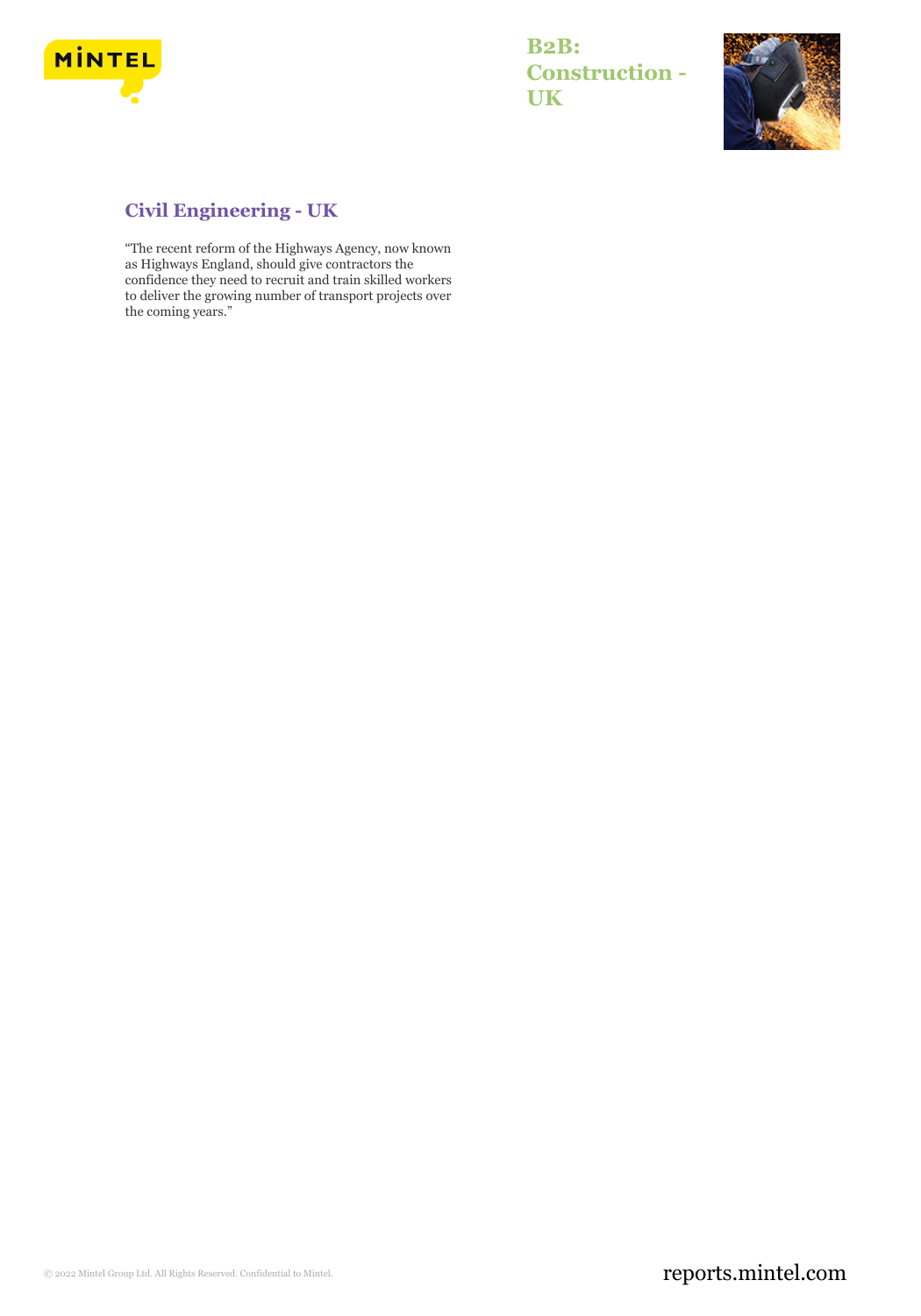## Civil Engineering - UK

"The recent reform of the Highways Agency, now known as Highways England, should give contractors the confidence they need to recruit and train skilled workers to deliver the growing number of transport projects over the coming years."